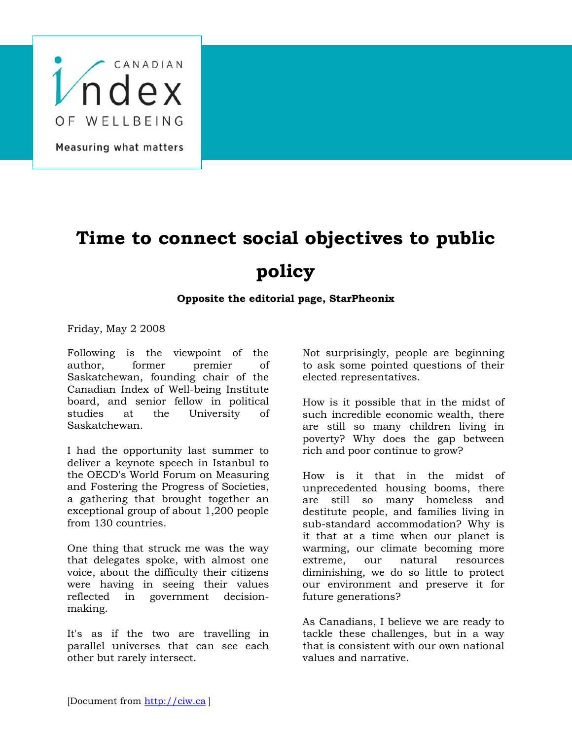CANADIAN Index OF WELLBEING

Measuring what matters

# Time to connect social objectives to public policy

**Opposite the editorial page, StarPheonix**

Friday, May 2 2008

Following is the viewpoint of the author, former premier of Saskatchewan, founding chair of the Canadian Index of Well-being Institute board, and senior fellow in political studies at the University of Saskatchewan.

I had the opportunity last summer to deliver a keynote speech in Istanbul to the OECD's World Forum on Measuring and Fostering the Progress of Societies, a gathering that brought together an exceptional group of about 1,200 people from 130 countries.

One thing that struck me was the way that delegates spoke, with almost one voice, about the difficulty their citizens were having in seeing their values reflected in government decision-making.

It's as if the two are travelling in parallel universes that can see each other but rarely intersect.

Not surprisingly, people are beginning to ask some pointed questions of their elected representatives.

How is it possible that in the midst of such incredible economic wealth, there are still so many children living in poverty? Why does the gap between rich and poor continue to grow?

How is it that in the midst of unprecedented housing booms, there are still so many homeless and destitute people, and families living in sub-standard accommodation? Why is it that at a time when our planet is warming, our climate becoming more extreme, our natural resources diminishing, we do so little to protect our environment and preserve it for future generations?

As Canadians, I believe we are ready to tackle these challenges, but in a way that is consistent with our own national values and narrative.

[Document from http://ciw.ca ]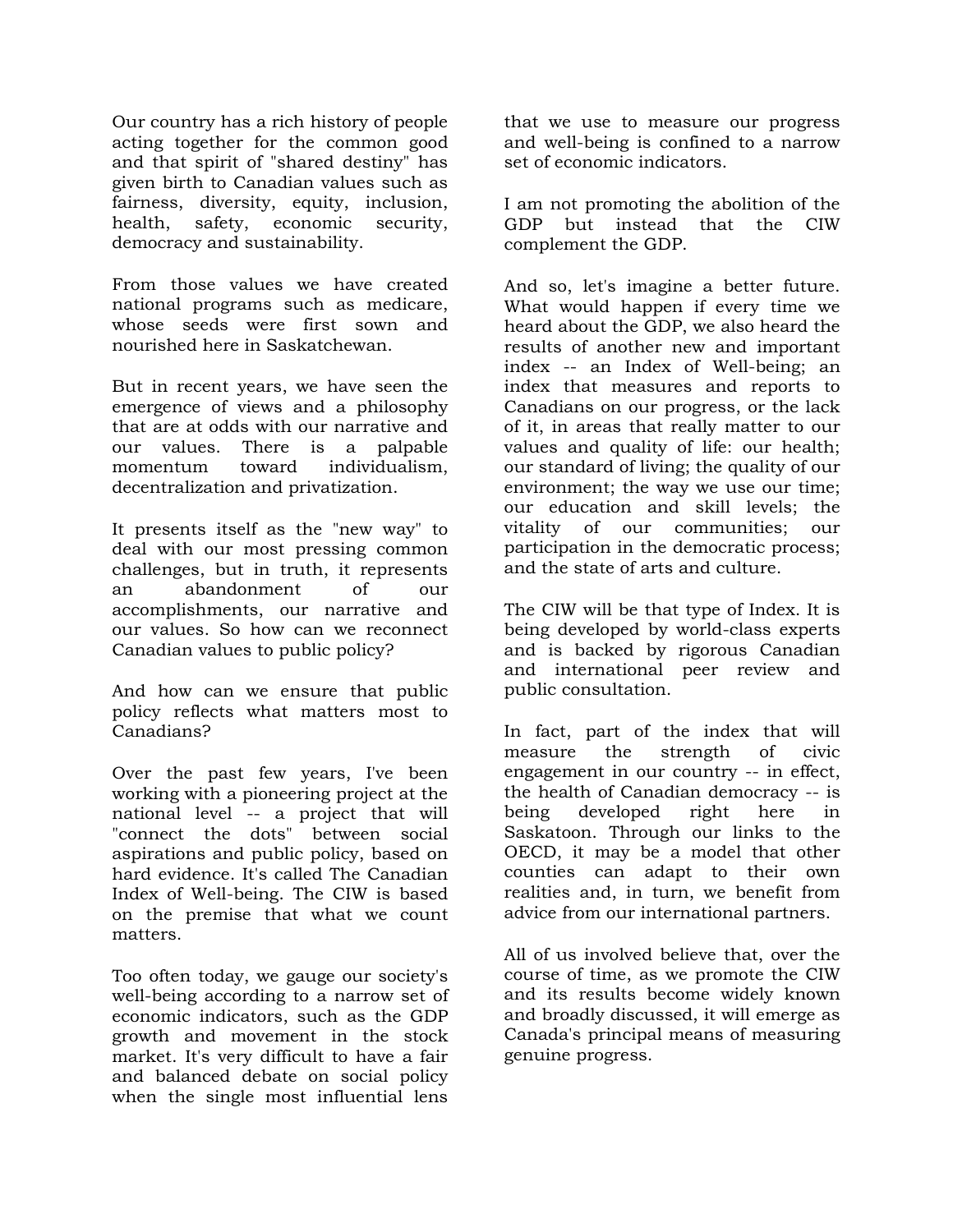Our country has a rich history of people acting together for the common good and that spirit of "shared destiny" has given birth to Canadian values such as fairness, diversity, equity, inclusion, health, safety, economic security, democracy and sustainability.

From those values we have created national programs such as medicare, whose seeds were first sown and nourished here in Saskatchewan.

But in recent years, we have seen the emergence of views and a philosophy that are at odds with our narrative and our values. There is a palpable momentum toward individualism, decentralization and privatization.

It presents itself as the "new way" to deal with our most pressing common challenges, but in truth, it represents an abandonment of our accomplishments, our narrative and our values. So how can we reconnect Canadian values to public policy?

And how can we ensure that public policy reflects what matters most to Canadians?

Over the past few years, I've been working with a pioneering project at the national level -- a project that will "connect the dots" between social aspirations and public policy, based on hard evidence. It's called The Canadian Index of Well-being. The CIW is based on the premise that what we count matters.

Too often today, we gauge our society's well-being according to a narrow set of economic indicators, such as the GDP growth and movement in the stock market. It's very difficult to have a fair and balanced debate on social policy when the single most influential lens that we use to measure our progress and well-being is confined to a narrow set of economic indicators.

I am not promoting the abolition of the GDP but instead that the CIW complement the GDP.

And so, let's imagine a better future. What would happen if every time we heard about the GDP, we also heard the results of another new and important index -- an Index of Well-being; an index that measures and reports to Canadians on our progress, or the lack of it, in areas that really matter to our values and quality of life: our health; our standard of living; the quality of our environment; the way we use our time; our education and skill levels; the vitality of our communities; our participation in the democratic process; and the state of arts and culture.

The CIW will be that type of Index. It is being developed by world-class experts and is backed by rigorous Canadian and international peer review and public consultation.

In fact, part of the index that will measure the strength of civic engagement in our country -- in effect, the health of Canadian democracy -- is being developed right here in Saskatoon. Through our links to the OECD, it may be a model that other counties can adapt to their own realities and, in turn, we benefit from advice from our international partners.

All of us involved believe that, over the course of time, as we promote the CIW and its results become widely known and broadly discussed, it will emerge as Canada's principal means of measuring genuine progress.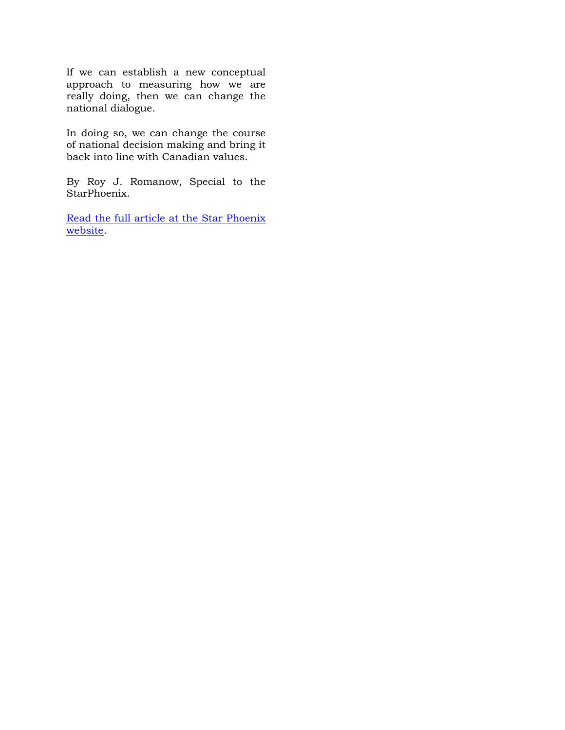If we can establish a new conceptual approach to measuring how we are really doing, then we can change the national dialogue.

In doing so, we can change the course of national decision making and bring it back into line with Canadian values.

By Roy J. Romanow, Special to the StarPhoenix.

Read the full article at the Star Phoenix website.